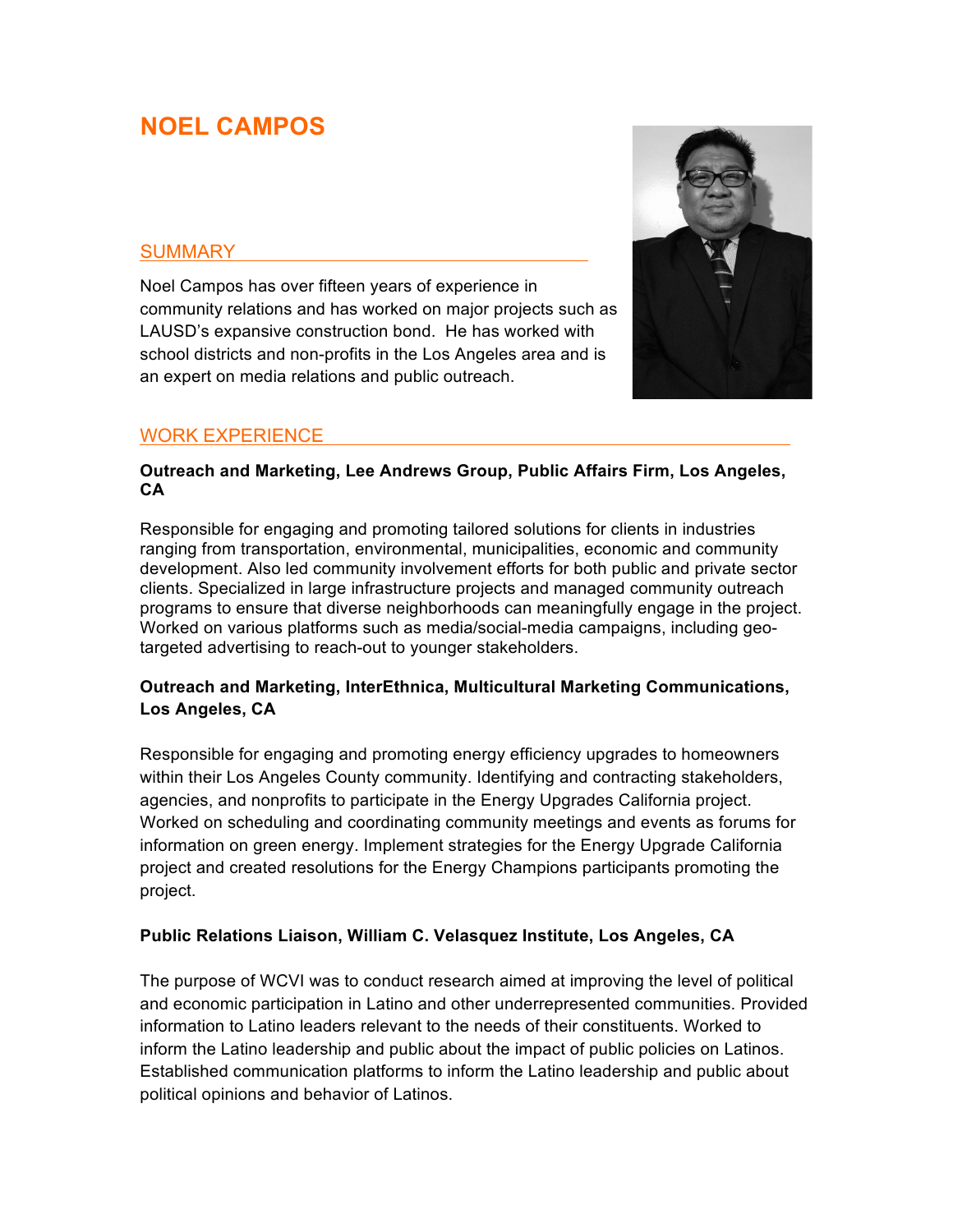# NOEL CAMPOS

## SUMMARY

Noel Campos has over fifteen years of experience in community relations and has worked on major projects such as LAUSD's expansive construction bond. He has worked with school districts and non-profits in the Los Angeles area and is an expert on media relations and public outreach.

## WORK EXPERIENCE

**Outreach and Marketing, Lee Andrews Group, Public Affairs Firm, Los Angeles, CA**

Responsible for engaging and promoting tailored solutions for clients in industries ranging from transportation, environmental, municipalities, economic and community development. Also led community involvement efforts for both public and private sector clients. Specialized in large infrastructure projects and managed community outreach programs to ensure that diverse neighborhoods can meaningfully engage in the project. Worked on various platforms such as media/social-media campaigns, including geo-targeted advertising to reach-out to younger stakeholders.

**Outreach and Marketing, InterEthnica, Multicultural Marketing Communications, Los Angeles, CA**

Responsible for engaging and promoting energy efficiency upgrades to homeowners within their Los Angeles County community. Identifying and contracting stakeholders, agencies, and nonprofits to participate in the Energy Upgrades California project. Worked on scheduling and coordinating community meetings and events as forums for information on green energy. Implement strategies for the Energy Upgrade California project and created resolutions for the Energy Champions participants promoting the project.

**Public Relations Liaison, William C. Velasquez Institute, Los Angeles, CA**

The purpose of WCVI was to conduct research aimed at improving the level of political and economic participation in Latino and other underrepresented communities. Provided information to Latino leaders relevant to the needs of their constituents. Worked to inform the Latino leadership and public about the impact of public policies on Latinos. Established communication platforms to inform the Latino leadership and public about political opinions and behavior of Latinos.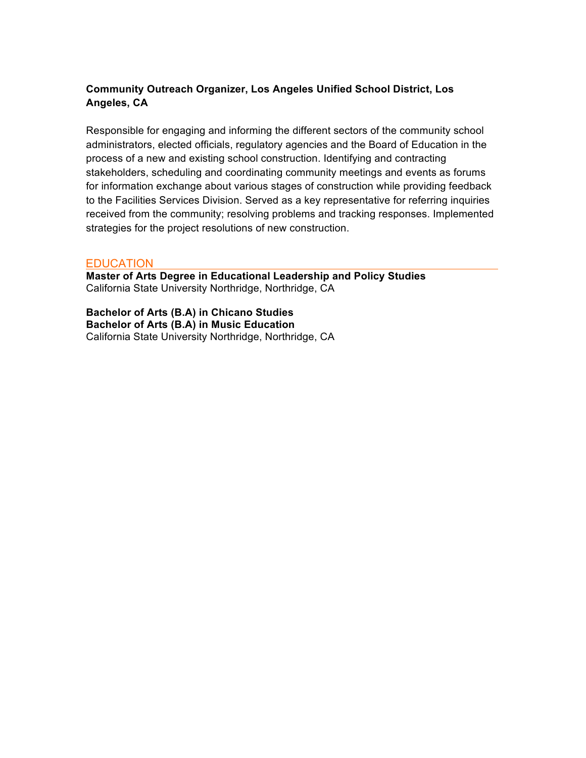**Community Outreach Organizer, Los Angeles Unified School District, Los Angeles, CA**

Responsible for engaging and informing the different sectors of the community school administrators, elected officials, regulatory agencies and the Board of Education in the process of a new and existing school construction. Identifying and contracting stakeholders, scheduling and coordinating community meetings and events as forums for information exchange about various stages of construction while providing feedback to the Facilities Services Division. Served as a key representative for referring inquiries received from the community; resolving problems and tracking responses. Implemented strategies for the project resolutions of new construction.

## EDUCATION

**Master of Arts Degree in Educational Leadership and Policy Studies**
California State University Northridge, Northridge, CA

**Bachelor of Arts (B.A) in Chicano Studies**
**Bachelor of Arts (B.A) in Music Education**
California State University Northridge, Northridge, CA